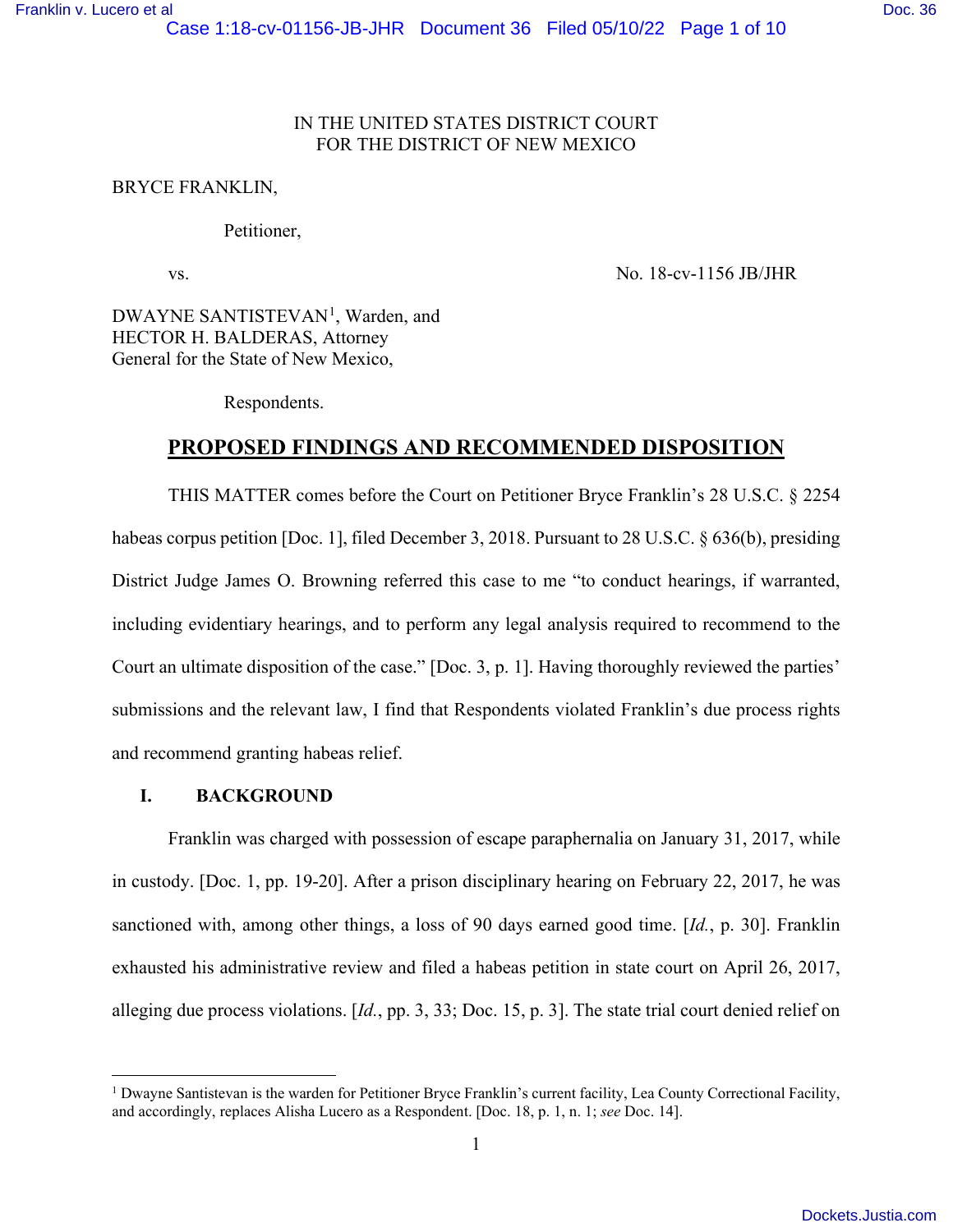IN THE UNITED STATES DISTRICT COURT
FOR THE DISTRICT OF NEW MEXICO

BRYCE FRANKLIN,

Petitioner,

vs. No. 18-cv-1156 JB/JHR

DWAYNE SANTISTEVAN[1], Warden, and
HECTOR H. BALDERAS, Attorney
General for the State of New Mexico,

Respondents.

## PROPOSED FINDINGS AND RECOMMENDED DISPOSITION

THIS MATTER comes before the Court on Petitioner Bryce Franklin's 28 U.S.C. § 2254 habeas corpus petition [Doc. 1], filed December 3, 2018. Pursuant to 28 U.S.C. § 636(b), presiding District Judge James O. Browning referred this case to me "to conduct hearings, if warranted, including evidentiary hearings, and to perform any legal analysis required to recommend to the Court an ultimate disposition of the case." [Doc. 3, p. 1]. Having thoroughly reviewed the parties' submissions and the relevant law, I find that Respondents violated Franklin's due process rights and recommend granting habeas relief.

### I. BACKGROUND

Franklin was charged with possession of escape paraphernalia on January 31, 2017, while in custody. [Doc. 1, pp. 19-20]. After a prison disciplinary hearing on February 22, 2017, he was sanctioned with, among other things, a loss of 90 days earned good time. [*Id.*, p. 30]. Franklin exhausted his administrative review and filed a habeas petition in state court on April 26, 2017, alleging due process violations. [*Id.*, pp. 3, 33; Doc. 15, p. 3]. The state trial court denied relief on

[1] Dwayne Santistevan is the warden for Petitioner Bryce Franklin's current facility, Lea County Correctional Facility, and accordingly, replaces Alisha Lucero as a Respondent. [Doc. 18, p. 1, n. 1; *see* Doc. 14].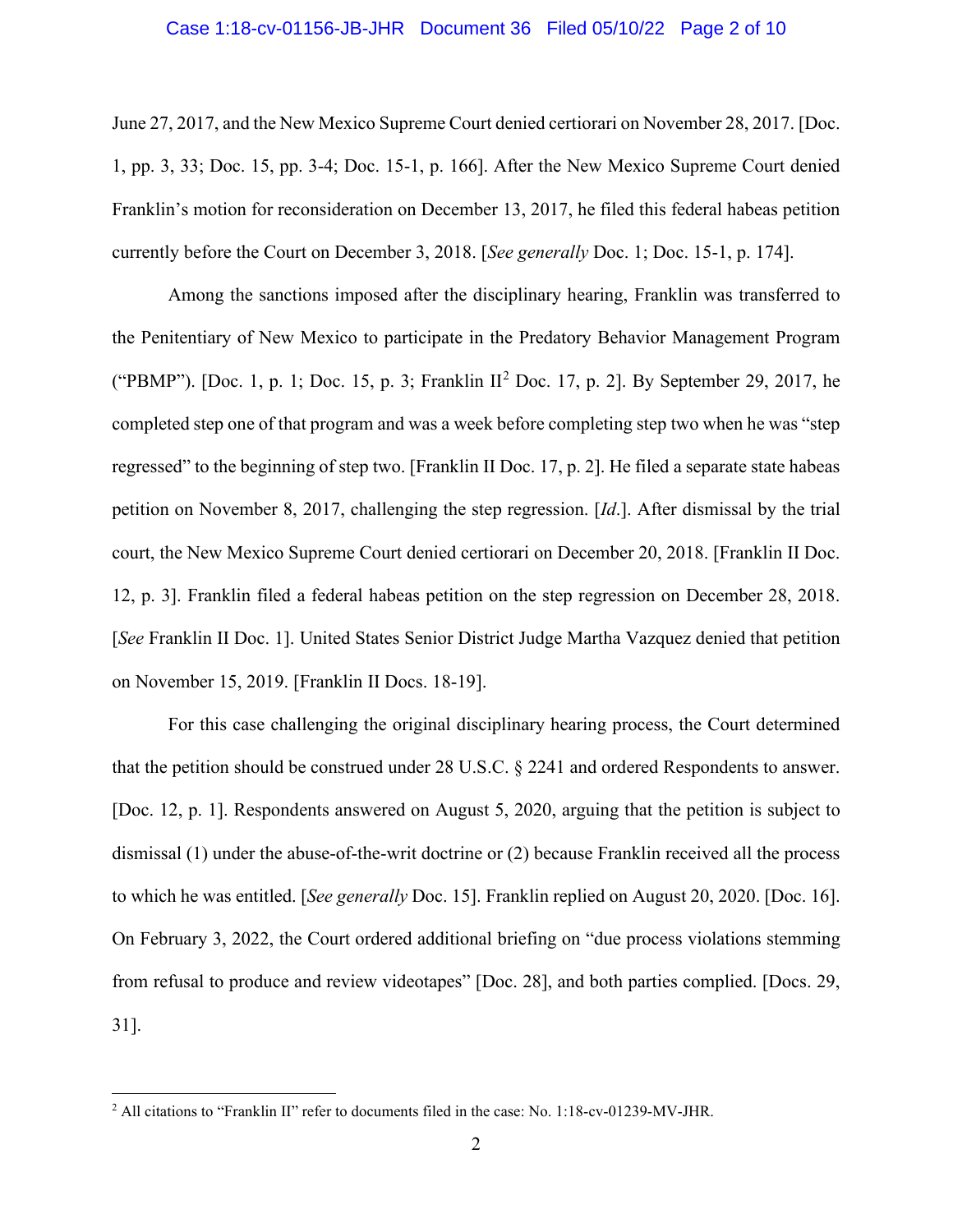June 27, 2017, and the New Mexico Supreme Court denied certiorari on November 28, 2017. [Doc. 1, pp. 3, 33; Doc. 15, pp. 3-4; Doc. 15-1, p. 166]. After the New Mexico Supreme Court denied Franklin's motion for reconsideration on December 13, 2017, he filed this federal habeas petition currently before the Court on December 3, 2018. [*See generally* Doc. 1; Doc. 15-1, p. 174].

Among the sanctions imposed after the disciplinary hearing, Franklin was transferred to the Penitentiary of New Mexico to participate in the Predatory Behavior Management Program ("PBMP"). [Doc. 1, p. 1; Doc. 15, p. 3; Franklin II[2] Doc. 17, p. 2]. By September 29, 2017, he completed step one of that program and was a week before completing step two when he was "step regressed" to the beginning of step two. [Franklin II Doc. 17, p. 2]. He filed a separate state habeas petition on November 8, 2017, challenging the step regression. [*Id*.]. After dismissal by the trial court, the New Mexico Supreme Court denied certiorari on December 20, 2018. [Franklin II Doc. 12, p. 3]. Franklin filed a federal habeas petition on the step regression on December 28, 2018. [*See* Franklin II Doc. 1]. United States Senior District Judge Martha Vazquez denied that petition on November 15, 2019. [Franklin II Docs. 18-19].

For this case challenging the original disciplinary hearing process, the Court determined that the petition should be construed under 28 U.S.C. § 2241 and ordered Respondents to answer. [Doc. 12, p. 1]. Respondents answered on August 5, 2020, arguing that the petition is subject to dismissal (1) under the abuse-of-the-writ doctrine or (2) because Franklin received all the process to which he was entitled. [*See generally* Doc. 15]. Franklin replied on August 20, 2020. [Doc. 16]. On February 3, 2022, the Court ordered additional briefing on "due process violations stemming from refusal to produce and review videotapes" [Doc. 28], and both parties complied. [Docs. 29, 31].

---

[2] All citations to "Franklin II" refer to documents filed in the case: No. 1:18-cv-01239-MV-JHR.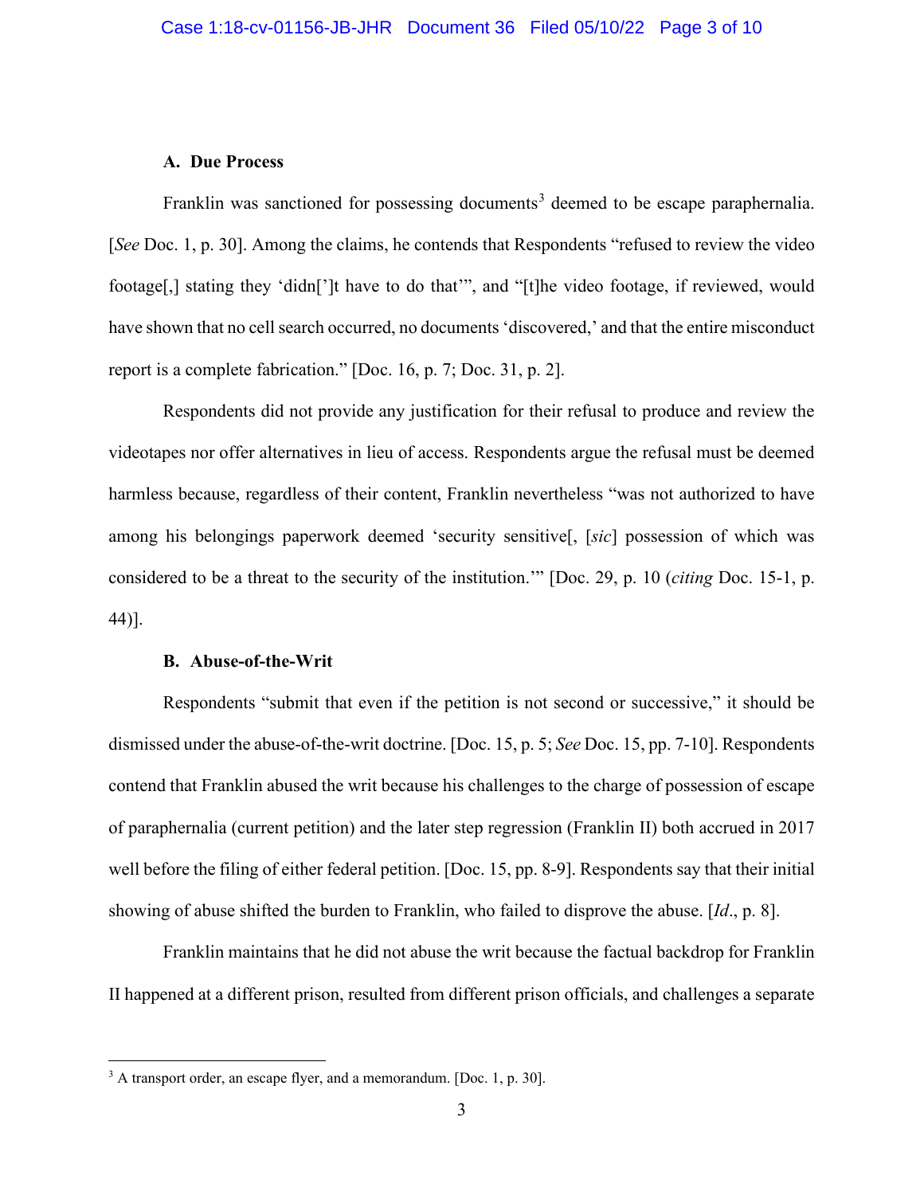### A. Due Process

Franklin was sanctioned for possessing documents[3] deemed to be escape paraphernalia. [*See* Doc. 1, p. 30]. Among the claims, he contends that Respondents "refused to review the video footage[,] stating they 'didn[']t have to do that'", and "[t]he video footage, if reviewed, would have shown that no cell search occurred, no documents 'discovered,' and that the entire misconduct report is a complete fabrication." [Doc. 16, p. 7; Doc. 31, p. 2].

Respondents did not provide any justification for their refusal to produce and review the videotapes nor offer alternatives in lieu of access. Respondents argue the refusal must be deemed harmless because, regardless of their content, Franklin nevertheless "was not authorized to have among his belongings paperwork deemed 'security sensitive[, [*sic*] possession of which was considered to be a threat to the security of the institution.'" [Doc. 29, p. 10 (*citing* Doc. 15-1, p. 44)].

### B. Abuse-of-the-Writ

Respondents "submit that even if the petition is not second or successive," it should be dismissed under the abuse-of-the-writ doctrine. [Doc. 15, p. 5; *See* Doc. 15, pp. 7-10]. Respondents contend that Franklin abused the writ because his challenges to the charge of possession of escape of paraphernalia (current petition) and the later step regression (Franklin II) both accrued in 2017 well before the filing of either federal petition. [Doc. 15, pp. 8-9]. Respondents say that their initial showing of abuse shifted the burden to Franklin, who failed to disprove the abuse. [*Id*., p. 8].

Franklin maintains that he did not abuse the writ because the factual backdrop for Franklin II happened at a different prison, resulted from different prison officials, and challenges a separate

[3] A transport order, an escape flyer, and a memorandum. [Doc. 1, p. 30].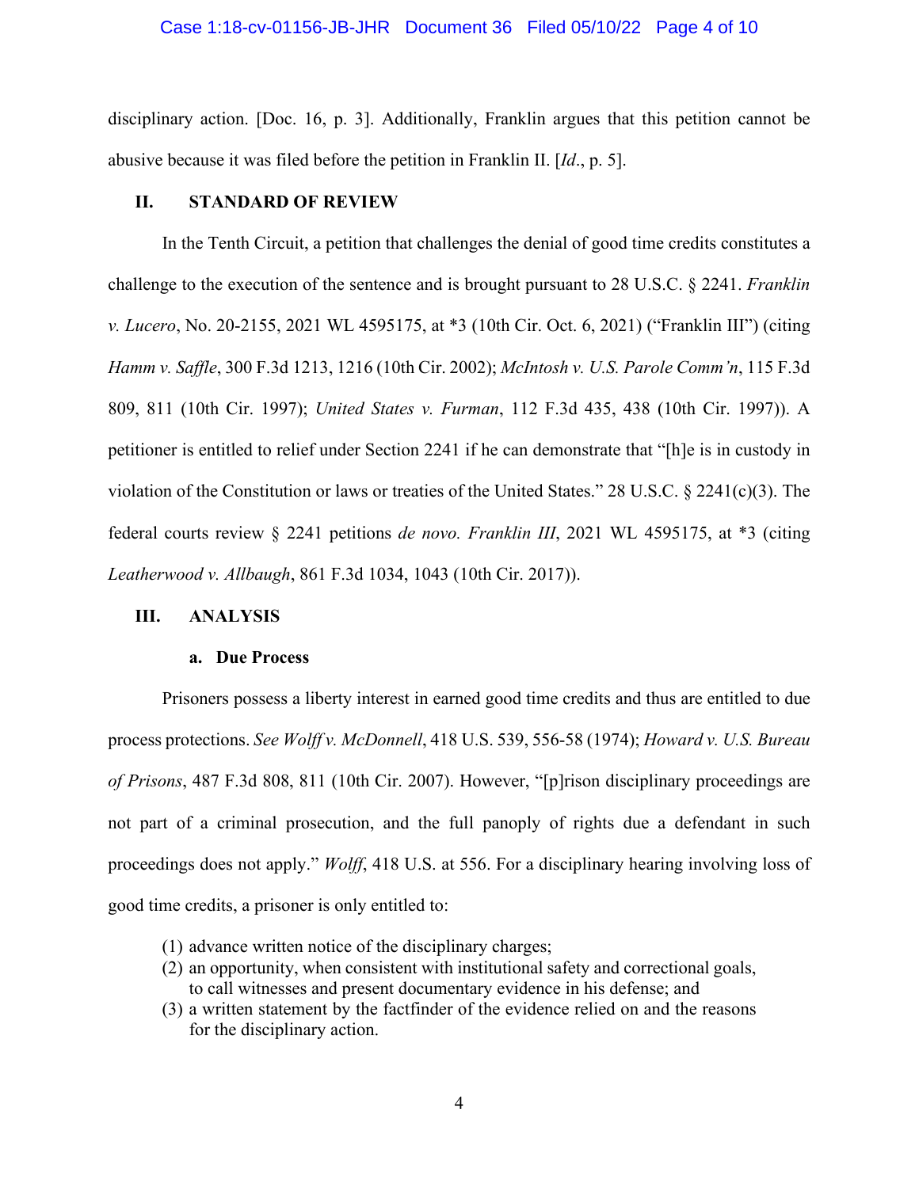disciplinary action. [Doc. 16, p. 3]. Additionally, Franklin argues that this petition cannot be abusive because it was filed before the petition in Franklin II. [*Id*., p. 5].

## II. STANDARD OF REVIEW

In the Tenth Circuit, a petition that challenges the denial of good time credits constitutes a challenge to the execution of the sentence and is brought pursuant to 28 U.S.C. § 2241. *Franklin v. Lucero*, No. 20-2155, 2021 WL 4595175, at *3 (10th Cir. Oct. 6, 2021) ("Franklin III") (citing *Hamm v. Saffle*, 300 F.3d 1213, 1216 (10th Cir. 2002); *McIntosh v. U.S. Parole Comm'n*, 115 F.3d 809, 811 (10th Cir. 1997); *United States v. Furman*, 112 F.3d 435, 438 (10th Cir. 1997)). A petitioner is entitled to relief under Section 2241 if he can demonstrate that "[h]e is in custody in violation of the Constitution or laws or treaties of the United States." 28 U.S.C. § 2241(c)(3). The federal courts review § 2241 petitions *de novo. Franklin III*, 2021 WL 4595175, at *3 (citing *Leatherwood v. Allbaugh*, 861 F.3d 1034, 1043 (10th Cir. 2017)).

## III. ANALYSIS

### a. Due Process

Prisoners possess a liberty interest in earned good time credits and thus are entitled to due process protections. *See Wolff v. McDonnell*, 418 U.S. 539, 556-58 (1974); *Howard v. U.S. Bureau of Prisons*, 487 F.3d 808, 811 (10th Cir. 2007). However, "[p]rison disciplinary proceedings are not part of a criminal prosecution, and the full panoply of rights due a defendant in such proceedings does not apply." *Wolff*, 418 U.S. at 556. For a disciplinary hearing involving loss of good time credits, a prisoner is only entitled to:

> (1) advance written notice of the disciplinary charges;
> (2) an opportunity, when consistent with institutional safety and correctional goals, to call witnesses and present documentary evidence in his defense; and
> (3) a written statement by the factfinder of the evidence relied on and the reasons for the disciplinary action.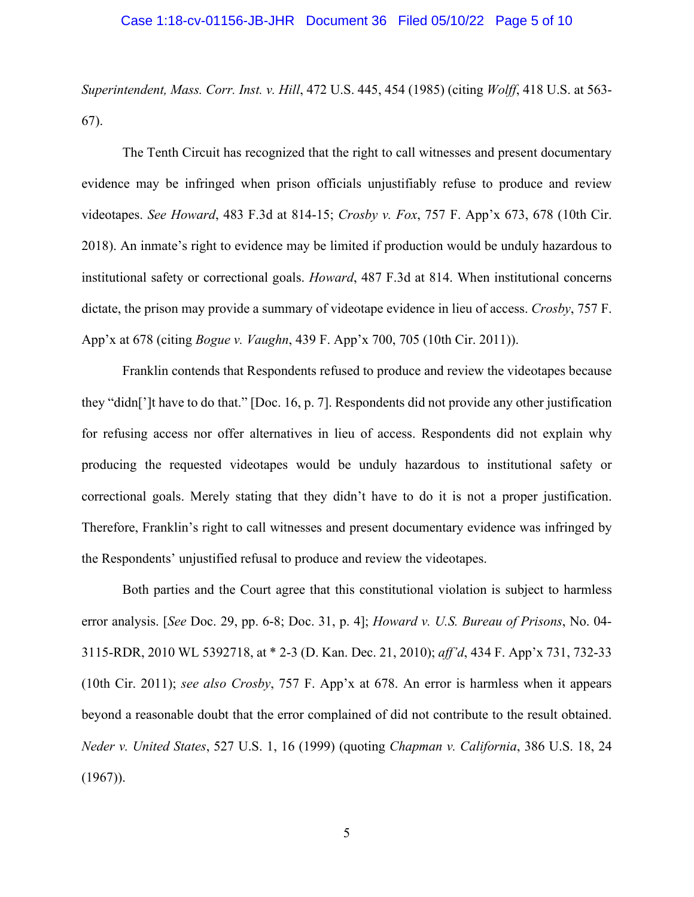*Superintendent, Mass. Corr. Inst. v. Hill*, 472 U.S. 445, 454 (1985) (citing *Wolff*, 418 U.S. at 563-67).

The Tenth Circuit has recognized that the right to call witnesses and present documentary evidence may be infringed when prison officials unjustifiably refuse to produce and review videotapes. *See Howard*, 483 F.3d at 814-15; *Crosby v. Fox*, 757 F. App'x 673, 678 (10th Cir. 2018). An inmate's right to evidence may be limited if production would be unduly hazardous to institutional safety or correctional goals. *Howard*, 487 F.3d at 814. When institutional concerns dictate, the prison may provide a summary of videotape evidence in lieu of access. *Crosby*, 757 F. App'x at 678 (citing *Bogue v. Vaughn*, 439 F. App'x 700, 705 (10th Cir. 2011)).

Franklin contends that Respondents refused to produce and review the videotapes because they "didn[']t have to do that." [Doc. 16, p. 7]. Respondents did not provide any other justification for refusing access nor offer alternatives in lieu of access. Respondents did not explain why producing the requested videotapes would be unduly hazardous to institutional safety or correctional goals. Merely stating that they didn't have to do it is not a proper justification. Therefore, Franklin's right to call witnesses and present documentary evidence was infringed by the Respondents' unjustified refusal to produce and review the videotapes.

Both parties and the Court agree that this constitutional violation is subject to harmless error analysis. [*See* Doc. 29, pp. 6-8; Doc. 31, p. 4]; *Howard v. U.S. Bureau of Prisons*, No. 04-3115-RDR, 2010 WL 5392718, at * 2-3 (D. Kan. Dec. 21, 2010); *aff'd*, 434 F. App'x 731, 732-33 (10th Cir. 2011); *see also Crosby*, 757 F. App'x at 678. An error is harmless when it appears beyond a reasonable doubt that the error complained of did not contribute to the result obtained. *Neder v. United States*, 527 U.S. 1, 16 (1999) (quoting *Chapman v. California*, 386 U.S. 18, 24 (1967)).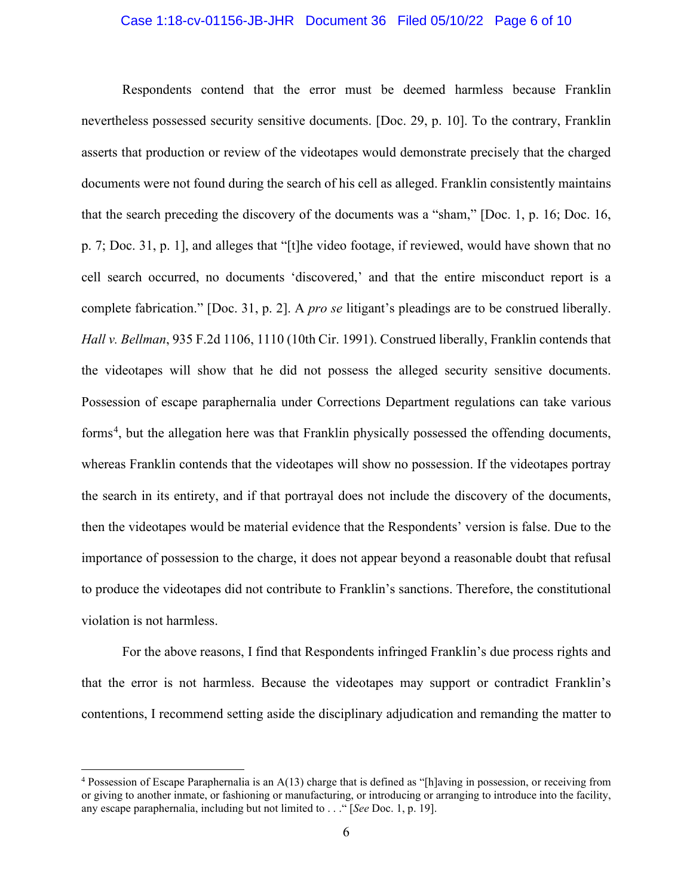Respondents contend that the error must be deemed harmless because Franklin nevertheless possessed security sensitive documents. [Doc. 29, p. 10]. To the contrary, Franklin asserts that production or review of the videotapes would demonstrate precisely that the charged documents were not found during the search of his cell as alleged. Franklin consistently maintains that the search preceding the discovery of the documents was a "sham," [Doc. 1, p. 16; Doc. 16, p. 7; Doc. 31, p. 1], and alleges that "[t]he video footage, if reviewed, would have shown that no cell search occurred, no documents 'discovered,' and that the entire misconduct report is a complete fabrication." [Doc. 31, p. 2]. A *pro se* litigant's pleadings are to be construed liberally. *Hall v. Bellman*, 935 F.2d 1106, 1110 (10th Cir. 1991). Construed liberally, Franklin contends that the videotapes will show that he did not possess the alleged security sensitive documents. Possession of escape paraphernalia under Corrections Department regulations can take various forms[4], but the allegation here was that Franklin physically possessed the offending documents, whereas Franklin contends that the videotapes will show no possession. If the videotapes portray the search in its entirety, and if that portrayal does not include the discovery of the documents, then the videotapes would be material evidence that the Respondents' version is false. Due to the importance of possession to the charge, it does not appear beyond a reasonable doubt that refusal to produce the videotapes did not contribute to Franklin's sanctions. Therefore, the constitutional violation is not harmless.

For the above reasons, I find that Respondents infringed Franklin's due process rights and that the error is not harmless. Because the videotapes may support or contradict Franklin's contentions, I recommend setting aside the disciplinary adjudication and remanding the matter to

---

[4] Possession of Escape Paraphernalia is an A(13) charge that is defined as "[h]aving in possession, or receiving from or giving to another inmate, or fashioning or manufacturing, or introducing or arranging to introduce into the facility, any escape paraphernalia, including but not limited to . . ." [*See* Doc. 1, p. 19].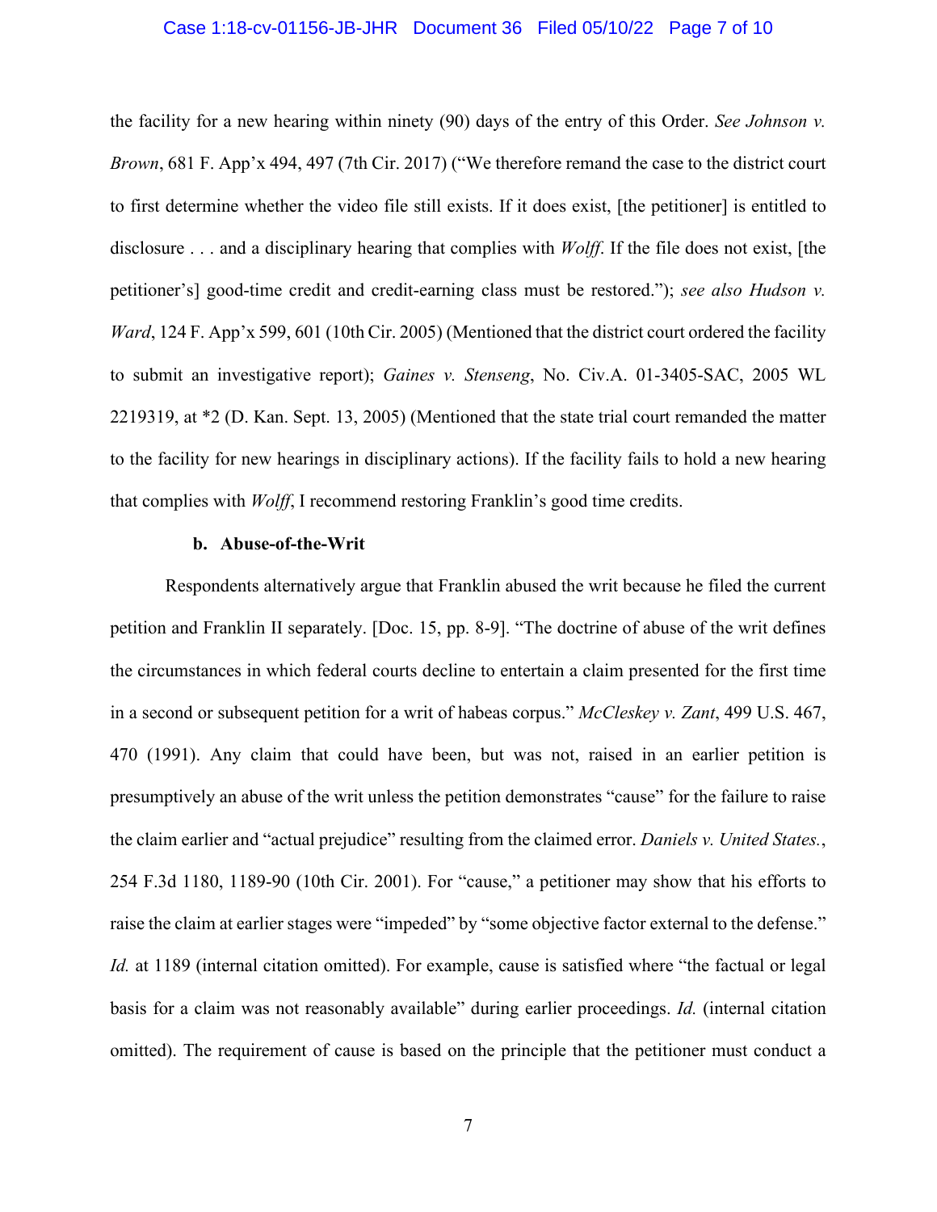the facility for a new hearing within ninety (90) days of the entry of this Order. *See Johnson v. Brown*, 681 F. App'x 494, 497 (7th Cir. 2017) ("We therefore remand the case to the district court to first determine whether the video file still exists. If it does exist, [the petitioner] is entitled to disclosure . . . and a disciplinary hearing that complies with *Wolff*. If the file does not exist, [the petitioner's] good-time credit and credit-earning class must be restored."); *see also Hudson v. Ward*, 124 F. App'x 599, 601 (10th Cir. 2005) (Mentioned that the district court ordered the facility to submit an investigative report); *Gaines v. Stenseng*, No. Civ.A. 01-3405-SAC, 2005 WL 2219319, at *2 (D. Kan. Sept. 13, 2005) (Mentioned that the state trial court remanded the matter to the facility for new hearings in disciplinary actions). If the facility fails to hold a new hearing that complies with *Wolff*, I recommend restoring Franklin's good time credits.

**b. Abuse-of-the-Writ**

Respondents alternatively argue that Franklin abused the writ because he filed the current petition and Franklin II separately. [Doc. 15, pp. 8-9]. "The doctrine of abuse of the writ defines the circumstances in which federal courts decline to entertain a claim presented for the first time in a second or subsequent petition for a writ of habeas corpus." *McCleskey v. Zant*, 499 U.S. 467, 470 (1991). Any claim that could have been, but was not, raised in an earlier petition is presumptively an abuse of the writ unless the petition demonstrates "cause" for the failure to raise the claim earlier and "actual prejudice" resulting from the claimed error. *Daniels v. United States.*, 254 F.3d 1180, 1189-90 (10th Cir. 2001). For "cause," a petitioner may show that his efforts to raise the claim at earlier stages were "impeded" by "some objective factor external to the defense." *Id.* at 1189 (internal citation omitted). For example, cause is satisfied where "the factual or legal basis for a claim was not reasonably available" during earlier proceedings. *Id.* (internal citation omitted). The requirement of cause is based on the principle that the petitioner must conduct a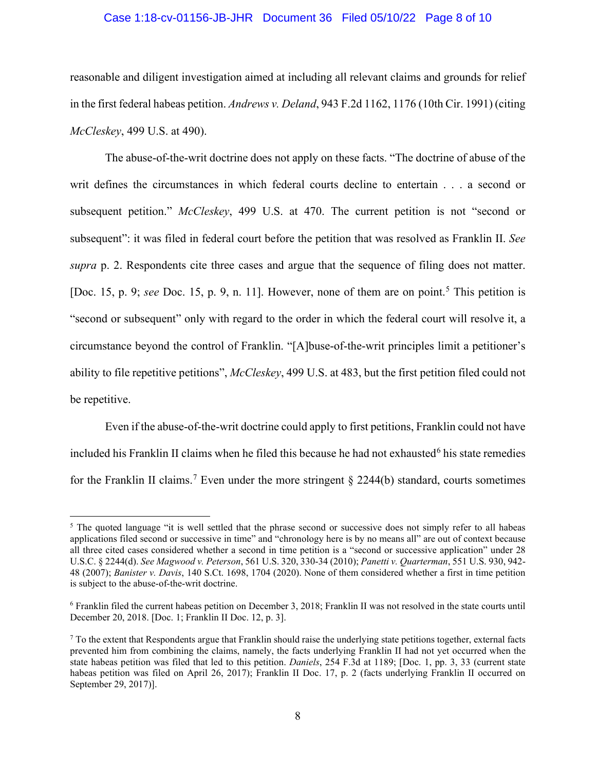reasonable and diligent investigation aimed at including all relevant claims and grounds for relief in the first federal habeas petition. *Andrews v. Deland*, 943 F.2d 1162, 1176 (10th Cir. 1991) (citing *McCleskey*, 499 U.S. at 490).

The abuse-of-the-writ doctrine does not apply on these facts. "The doctrine of abuse of the writ defines the circumstances in which federal courts decline to entertain . . . a second or subsequent petition." *McCleskey*, 499 U.S. at 470. The current petition is not "second or subsequent": it was filed in federal court before the petition that was resolved as Franklin II. *See supra* p. 2. Respondents cite three cases and argue that the sequence of filing does not matter. [Doc. 15, p. 9; *see* Doc. 15, p. 9, n. 11]. However, none of them are on point.[5] This petition is "second or subsequent" only with regard to the order in which the federal court will resolve it, a circumstance beyond the control of Franklin. "[A]buse-of-the-writ principles limit a petitioner's ability to file repetitive petitions", *McCleskey*, 499 U.S. at 483, but the first petition filed could not be repetitive.

Even if the abuse-of-the-writ doctrine could apply to first petitions, Franklin could not have included his Franklin II claims when he filed this because he had not exhausted[6] his state remedies for the Franklin II claims.[7] Even under the more stringent § 2244(b) standard, courts sometimes

---

[5] The quoted language "it is well settled that the phrase second or successive does not simply refer to all habeas applications filed second or successive in time" and "chronology here is by no means all" are out of context because all three cited cases considered whether a second in time petition is a "second or successive application" under 28 U.S.C. § 2244(d). *See Magwood v. Peterson*, 561 U.S. 320, 330-34 (2010); *Panetti v. Quarterman*, 551 U.S. 930, 942-48 (2007); *Banister v. Davis*, 140 S.Ct. 1698, 1704 (2020). None of them considered whether a first in time petition is subject to the abuse-of-the-writ doctrine.

[6] Franklin filed the current habeas petition on December 3, 2018; Franklin II was not resolved in the state courts until December 20, 2018. [Doc. 1; Franklin II Doc. 12, p. 3].

[7] To the extent that Respondents argue that Franklin should raise the underlying state petitions together, external facts prevented him from combining the claims, namely, the facts underlying Franklin II had not yet occurred when the state habeas petition was filed that led to this petition. *Daniels*, 254 F.3d at 1189; [Doc. 1, pp. 3, 33 (current state habeas petition was filed on April 26, 2017); Franklin II Doc. 17, p. 2 (facts underlying Franklin II occurred on September 29, 2017)].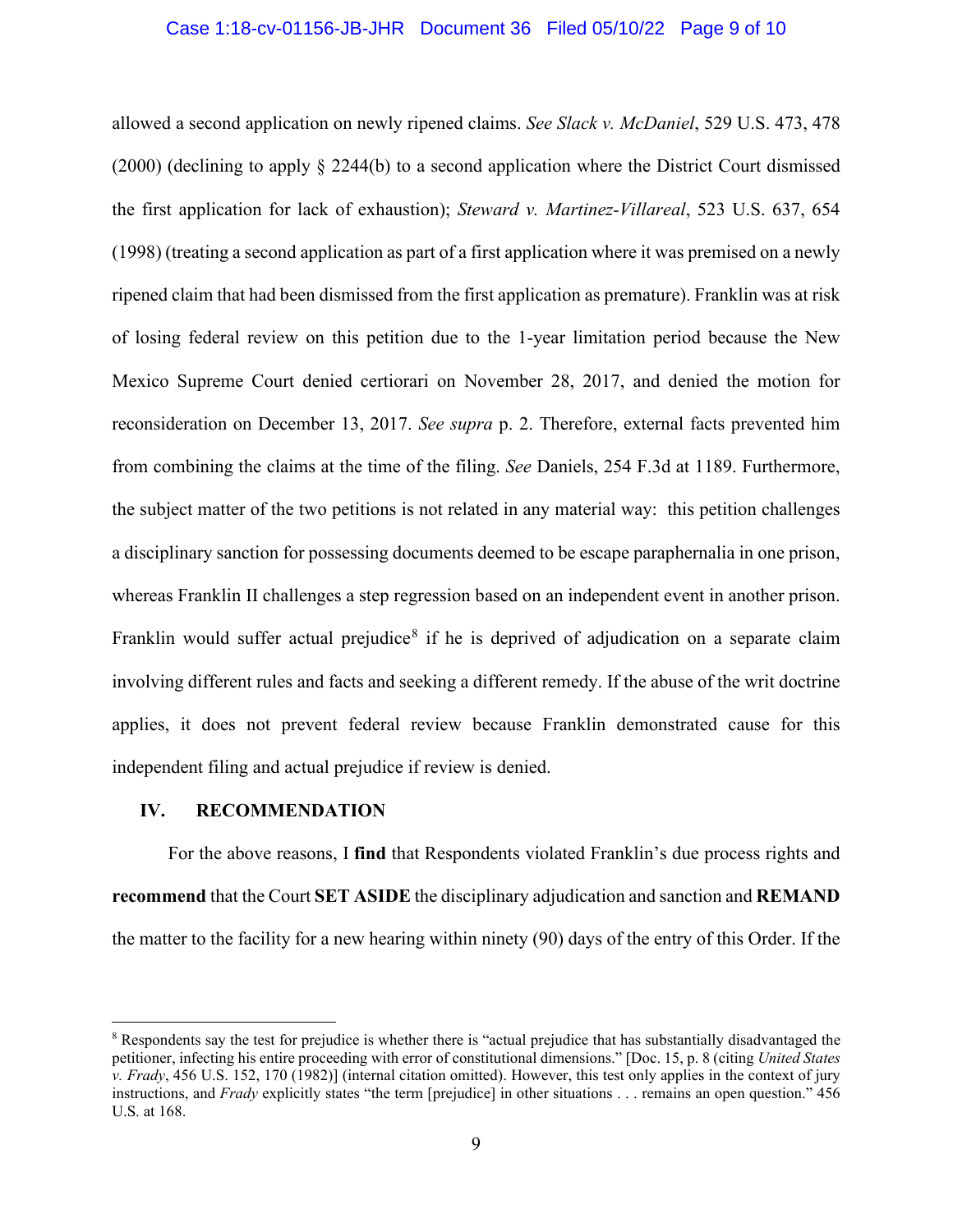allowed a second application on newly ripened claims. *See Slack v. McDaniel*, 529 U.S. 473, 478 (2000) (declining to apply § 2244(b) to a second application where the District Court dismissed the first application for lack of exhaustion); *Steward v. Martinez-Villareal*, 523 U.S. 637, 654 (1998) (treating a second application as part of a first application where it was premised on a newly ripened claim that had been dismissed from the first application as premature). Franklin was at risk of losing federal review on this petition due to the 1-year limitation period because the New Mexico Supreme Court denied certiorari on November 28, 2017, and denied the motion for reconsideration on December 13, 2017. *See supra* p. 2. Therefore, external facts prevented him from combining the claims at the time of the filing. *See* Daniels, 254 F.3d at 1189. Furthermore, the subject matter of the two petitions is not related in any material way: this petition challenges a disciplinary sanction for possessing documents deemed to be escape paraphernalia in one prison, whereas Franklin II challenges a step regression based on an independent event in another prison. Franklin would suffer actual prejudice[8] if he is deprived of adjudication on a separate claim involving different rules and facts and seeking a different remedy. If the abuse of the writ doctrine applies, it does not prevent federal review because Franklin demonstrated cause for this independent filing and actual prejudice if review is denied.

## IV. RECOMMENDATION

For the above reasons, I **find** that Respondents violated Franklin's due process rights and **recommend** that the Court **SET ASIDE** the disciplinary adjudication and sanction and **REMAND** the matter to the facility for a new hearing within ninety (90) days of the entry of this Order. If the

---

[8] Respondents say the test for prejudice is whether there is "actual prejudice that has substantially disadvantaged the petitioner, infecting his entire proceeding with error of constitutional dimensions." [Doc. 15, p. 8 (citing *United States v. Frady*, 456 U.S. 152, 170 (1982)] (internal citation omitted). However, this test only applies in the context of jury instructions, and *Frady* explicitly states "the term [prejudice] in other situations . . . remains an open question." 456 U.S. at 168.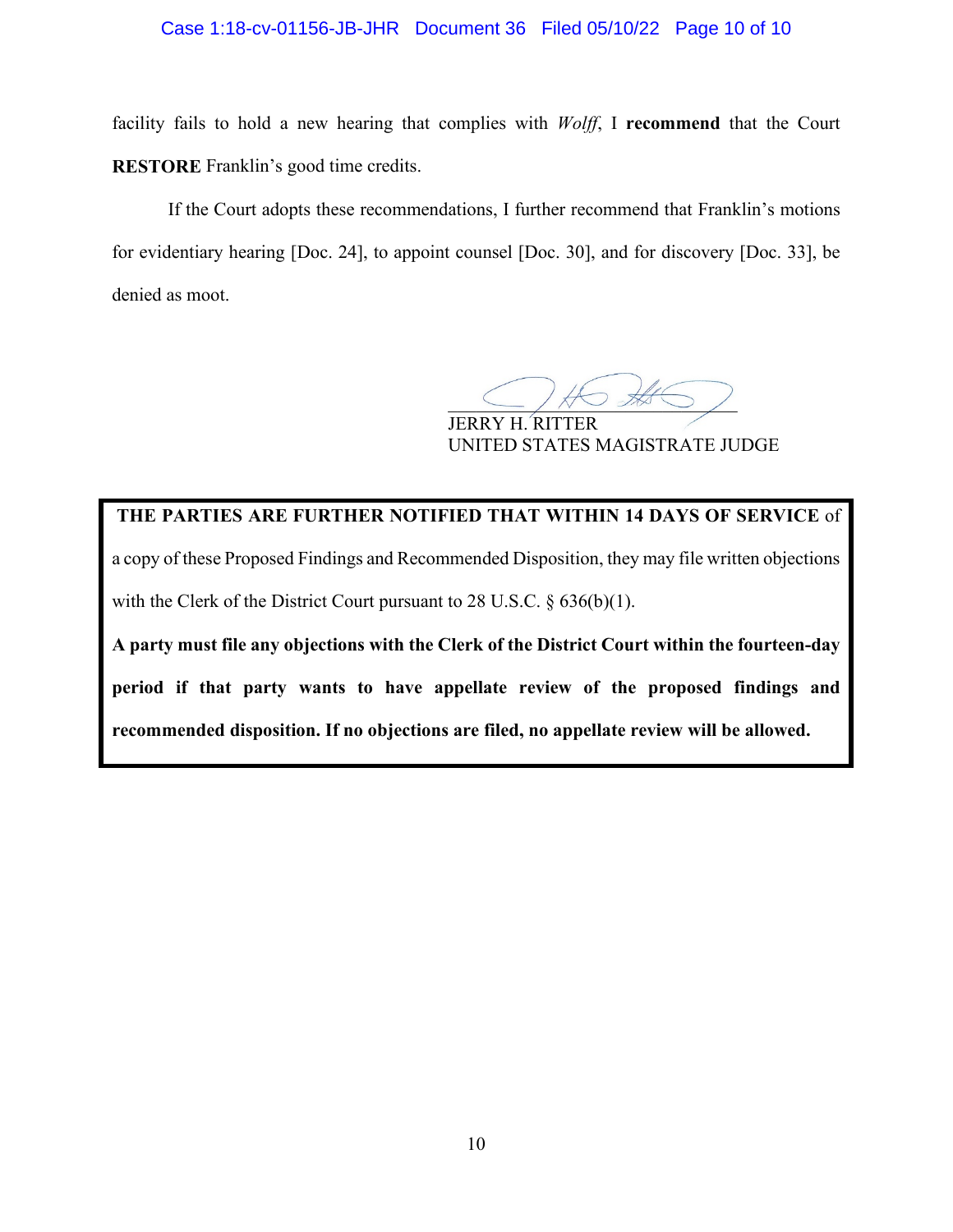facility fails to hold a new hearing that complies with *Wolff*, I **recommend** that the Court **RESTORE** Franklin's good time credits.

If the Court adopts these recommendations, I further recommend that Franklin's motions for evidentiary hearing [Doc. 24], to appoint counsel [Doc. 30], and for discovery [Doc. 33], be denied as moot.

JERRY H. RITTER
UNITED STATES MAGISTRATE JUDGE

**THE PARTIES ARE FURTHER NOTIFIED THAT WITHIN 14 DAYS OF SERVICE** of a copy of these Proposed Findings and Recommended Disposition, they may file written objections with the Clerk of the District Court pursuant to 28 U.S.C. § 636(b)(1).

**A party must file any objections with the Clerk of the District Court within the fourteen-day period if that party wants to have appellate review of the proposed findings and recommended disposition. If no objections are filed, no appellate review will be allowed.**